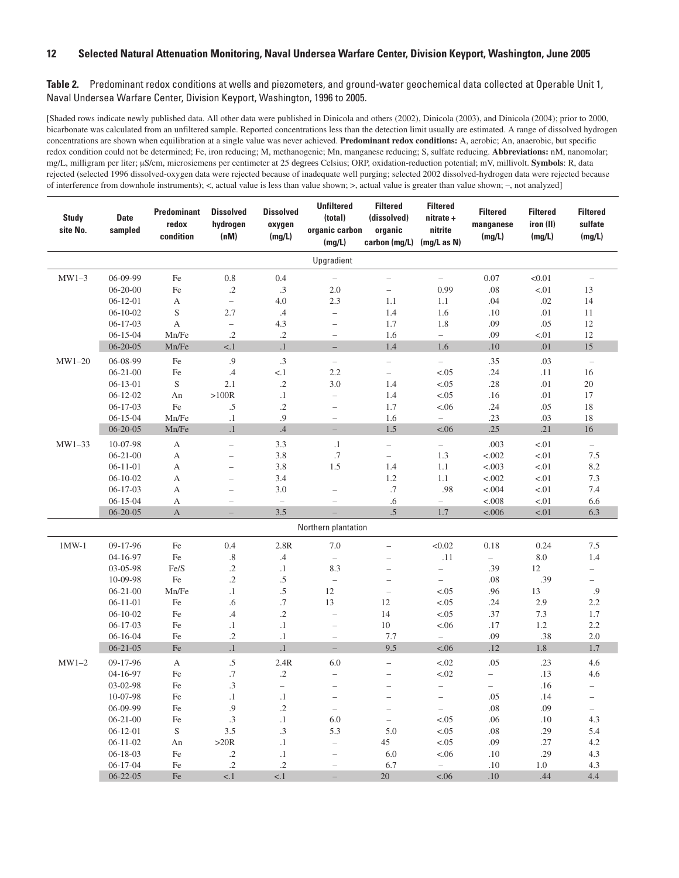**Table 2.** Predominant redox conditions at wells and piezometers, and ground-water geochemical data collected at Operable Unit 1, Naval Undersea Warfare Center, Division Keyport, Washington, 1996 to 2005.

[Shaded rows indicate newly published data. All other data were published in Dinicola and others (2002), Dinicola (2003), and Dinicola (2004); prior to 2000, bicarbonate was calculated from an unfiltered sample. Reported concentrations less than the detection limit usually are estimated. A range of dissolved hydrogen concentrations are shown when equilibration at a single value was never achieved. **Predominant redox conditions:** A, aerobic; An, anaerobic, but specific redox condition could not be determined; Fe, iron reducing; M, methanogenic; Mn, manganese reducing; S, sulfate reducing. **Abbreviations:** nM, nanomolar; mg/L, milligram per liter; µS/cm, microsiemens per centimeter at 25 degrees Celsius; ORP, oxidation-reduction potential; mV, millivolt. **Symbols**: R, data rejected (selected 1996 dissolved-oxygen data were rejected because of inadequate well purging; selected 2002 dissolved-hydrogen data were rejected because of interference from downhole instruments); <, actual value is less than value shown; >, actual value is greater than value shown; –, not analyzed]

| Study site No. | Date sampled | Predominant redox condition | Dissolved hydrogen (nM) | Dissolved oxygen (mg/L) | Unfiltered (total) organic carbon (mg/L) | Filtered (dissolved) organic carbon (mg/L) | Filtered nitrate + nitrite (mg/L as N) | Filtered manganese (mg/L) | Filtered iron (II) (mg/L) | Filtered sulfate (mg/L) |
|---|---|---|---|---|---|---|---|---|---|---|
| | | | | | Upgradient | | | | | |
| MW1–3 | 06-09-99 | Fe | 0.8 | 0.4 | – | – | – | 0.07 | <0.01 | – |
| | 06-20-00 | Fe | .2 | .3 | 2.0 | – | 0.99 | .08 | <.01 | 13 |
| | 06-12-01 | A | – | 4.0 | 2.3 | 1.1 | 1.1 | .04 | .02 | 14 |
| | 06-10-02 | S | 2.7 | .4 | – | 1.4 | 1.6 | .10 | .01 | 11 |
| | 06-17-03 | A | – | 4.3 | – | 1.7 | 1.8 | .09 | .05 | 12 |
| | 06-15-04 | Mn/Fe | .2 | .2 | – | 1.6 | – | .09 | <.01 | 12 |
| | 06-20-05 | Mn/Fe | <.1 | .1 | – | 1.4 | 1.6 | .10 | .01 | 15 |
| MW1–20 | 06-08-99 | Fe | .9 | .3 | – | – | – | .35 | .03 | – |
| | 06-21-00 | Fe | .4 | <.1 | 2.2 | – | <.05 | .24 | .11 | 16 |
| | 06-13-01 | S | 2.1 | .2 | 3.0 | 1.4 | <.05 | .28 | .01 | 20 |
| | 06-12-02 | An | >100R | .1 | – | 1.4 | <.05 | .16 | .01 | 17 |
| | 06-17-03 | Fe | .5 | .2 | – | 1.7 | <.06 | .24 | .05 | 18 |
| | 06-15-04 | Mn/Fe | .1 | .9 | – | 1.6 | – | .23 | .03 | 18 |
| | 06-20-05 | Mn/Fe | .1 | .4 | – | 1.5 | <.06 | .25 | .21 | 16 |
| MW1–33 | 10-07-98 | A | – | 3.3 | .1 | – | – | .003 | <.01 | – |
| | 06-21-00 | A | – | 3.8 | .7 | – | 1.3 | <.002 | <.01 | 7.5 |
| | 06-11-01 | A | – | 3.8 | 1.5 | 1.4 | 1.1 | <.003 | <.01 | 8.2 |
| | 06-10-02 | A | – | 3.4 | | 1.2 | 1.1 | <.002 | <.01 | 7.3 |
| | 06-17-03 | A | – | 3.0 | – | .7 | .98 | <.004 | <.01 | 7.4 |
| | 06-15-04 | A | – | – | – | .6 | – | <.008 | <.01 | 6.6 |
| | 06-20-05 | A | – | 3.5 | – | .5 | 1.7 | <.006 | <.01 | 6.3 |
| | | | | | Northern plantation | | | | | |
| 1MW-1 | 09-17-96 | Fe | 0.4 | 2.8R | 7.0 | – | <0.02 | 0.18 | 0.24 | 7.5 |
| | 04-16-97 | Fe | .8 | .4 | – | – | .11 | – | 8.0 | 1.4 |
| | 03-05-98 | Fe/S | .2 | .1 | 8.3 | – | – | .39 | 12 | – |
| | 10-09-98 | Fe | .2 | .5 | – | – | – | .08 | .39 | – |
| | 06-21-00 | Mn/Fe | .1 | .5 | 12 | – | <.05 | .96 | 13 | .9 |
| | 06-11-01 | Fe | .6 | .7 | 13 | 12 | <.05 | .24 | 2.9 | 2.2 |
| | 06-10-02 | Fe | .4 | .2 | – | 14 | <.05 | .37 | 7.3 | 1.7 |
| | 06-17-03 | Fe | .1 | .1 | – | 10 | <.06 | .17 | 1.2 | 2.2 |
| | 06-16-04 | Fe | .2 | .1 | – | 7.7 | – | .09 | .38 | 2.0 |
| | 06-21-05 | Fe | .1 | .1 | – | 9.5 | <.06 | .12 | 1.8 | 1.7 |
| MW1–2 | 09-17-96 | A | .5 | 2.4R | 6.0 | – | <.02 | .05 | .23 | 4.6 |
| | 04-16-97 | Fe | .7 | .2 | – | – | <.02 | – | .13 | 4.6 |
| | 03-02-98 | Fe | .3 | – | – | – | – | – | .16 | – |
| | 10-07-98 | Fe | .1 | .1 | – | – | – | .05 | .14 | – |
| | 06-09-99 | Fe | .9 | .2 | – | – | – | .08 | .09 | – |
| | 06-21-00 | Fe | .3 | .1 | 6.0 | – | <.05 | .06 | .10 | 4.3 |
| | 06-12-01 | S | 3.5 | .3 | 5.3 | 5.0 | <.05 | .08 | .29 | 5.4 |
| | 06-11-02 | An | >20R | .1 | – | 45 | <.05 | .09 | .27 | 4.2 |
| | 06-18-03 | Fe | .2 | .1 | – | 6.0 | <.06 | .10 | .29 | 4.3 |
| | 06-17-04 | Fe | .2 | .2 | – | 6.7 | – | .10 | 1.0 | 4.3 |
| | 06-22-05 | Fe | <.1 | <.1 | – | 20 | <.06 | .10 | .44 | 4.4 |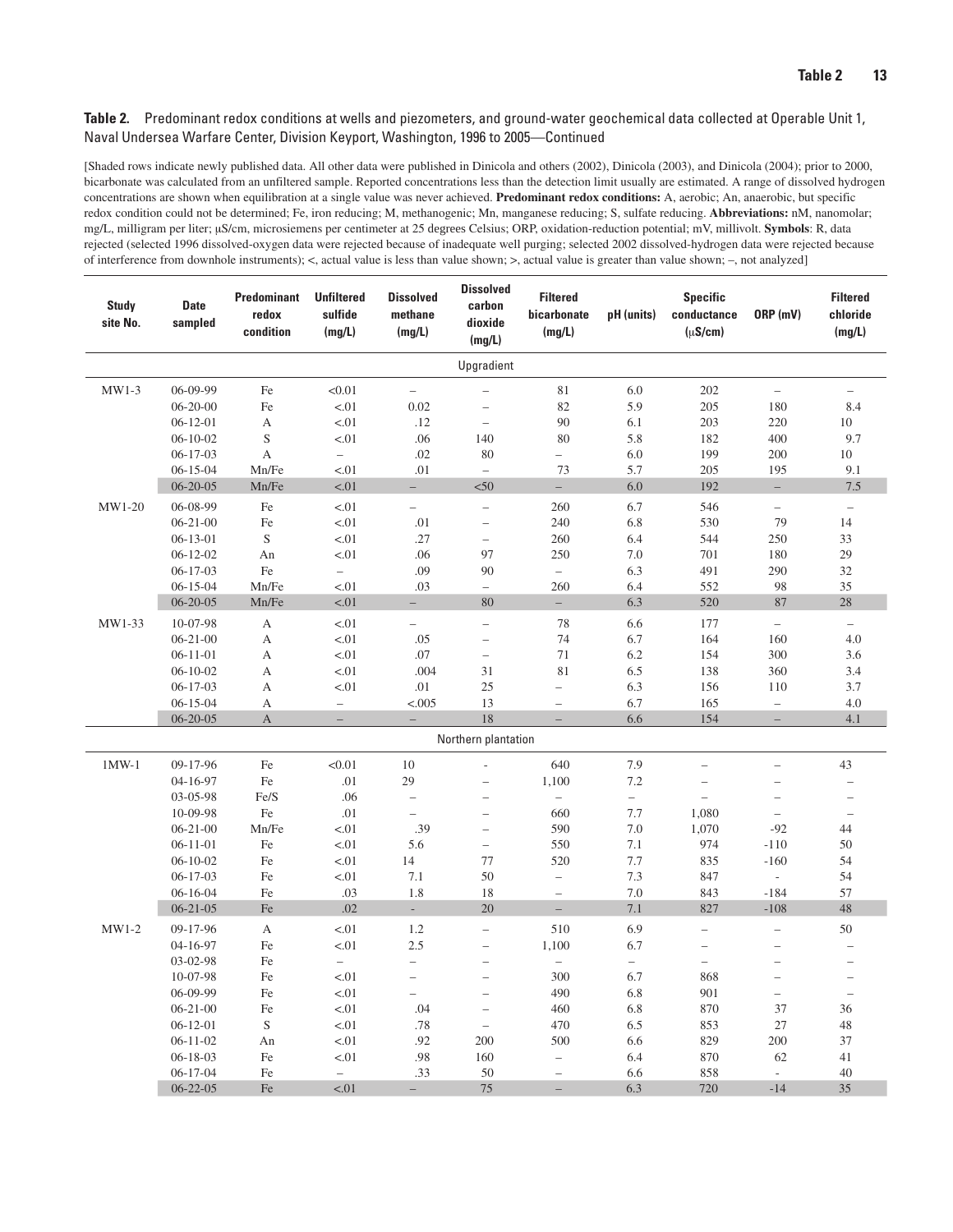**Table 2.** Predominant redox conditions at wells and piezometers, and ground-water geochemical data collected at Operable Unit 1, Naval Undersea Warfare Center, Division Keyport, Washington, 1996 to 2005—Continued

[Shaded rows indicate newly published data. All other data were published in Dinicola and others (2002), Dinicola (2003), and Dinicola (2004); prior to 2000, bicarbonate was calculated from an unfiltered sample. Reported concentrations less than the detection limit usually are estimated. A range of dissolved hydrogen concentrations are shown when equilibration at a single value was never achieved. **Predominant redox conditions:** A, aerobic; An, anaerobic, but specific redox condition could not be determined; Fe, iron reducing; M, methanogenic; Mn, manganese reducing; S, sulfate reducing. **Abbreviations:** nM, nanomolar; mg/L, milligram per liter; μS/cm, microsiemens per centimeter at 25 degrees Celsius; ORP, oxidation-reduction potential; mV, millivolt. **Symbols**: R, data rejected (selected 1996 dissolved-oxygen data were rejected because of inadequate well purging; selected 2002 dissolved-hydrogen data were rejected because of interference from downhole instruments); <, actual value is less than value shown; >, actual value is greater than value shown; –, not analyzed]

| Study site No. | Date sampled | Predominant redox condition | Unfiltered sulfide (mg/L) | Dissolved methane (mg/L) | Dissolved carbon dioxide (mg/L) | Filtered bicarbonate (mg/L) | pH (units) | Specific conductance (μS/cm) | ORP (mV) | Filtered chloride (mg/L) |
|---|---|---|---|---|---|---|---|---|---|---|
| | | | | | Upgradient | | | | | |
| MW1-3 | 06-09-99 | Fe | <0.01 | – | – | 81 | 6.0 | 202 | – | – |
| | 06-20-00 | Fe | <.01 | 0.02 | – | 82 | 5.9 | 205 | 180 | 8.4 |
| | 06-12-01 | A | <.01 | .12 | – | 90 | 6.1 | 203 | 220 | 10 |
| | 06-10-02 | S | <.01 | .06 | 140 | 80 | 5.8 | 182 | 400 | 9.7 |
| | 06-17-03 | A | – | .02 | 80 | – | 6.0 | 199 | 200 | 10 |
| | 06-15-04 | Mn/Fe | <.01 | .01 | – | 73 | 5.7 | 205 | 195 | 9.1 |
| | 06-20-05 | Mn/Fe | <.01 | – | <50 | – | 6.0 | 192 | – | 7.5 |
| MW1-20 | 06-08-99 | Fe | <.01 | – | – | 260 | 6.7 | 546 | – | – |
| | 06-21-00 | Fe | <.01 | .01 | – | 240 | 6.8 | 530 | 79 | 14 |
| | 06-13-01 | S | <.01 | .27 | – | 260 | 6.4 | 544 | 250 | 33 |
| | 06-12-02 | An | <.01 | .06 | 97 | 250 | 7.0 | 701 | 180 | 29 |
| | 06-17-03 | Fe | – | .09 | 90 | – | 6.3 | 491 | 290 | 32 |
| | 06-15-04 | Mn/Fe | <.01 | .03 | – | 260 | 6.4 | 552 | 98 | 35 |
| | 06-20-05 | Mn/Fe | <.01 | – | 80 | – | 6.3 | 520 | 87 | 28 |
| MW1-33 | 10-07-98 | A | <.01 | – | – | 78 | 6.6 | 177 | – | – |
| | 06-21-00 | A | <.01 | .05 | – | 74 | 6.7 | 164 | 160 | 4.0 |
| | 06-11-01 | A | <.01 | .07 | – | 71 | 6.2 | 154 | 300 | 3.6 |
| | 06-10-02 | A | <.01 | .004 | 31 | 81 | 6.5 | 138 | 360 | 3.4 |
| | 06-17-03 | A | <.01 | .01 | 25 | – | 6.3 | 156 | 110 | 3.7 |
| | 06-15-04 | A | – | <.005 | 13 | – | 6.7 | 165 | – | 4.0 |
| | 06-20-05 | A | – | – | 18 | – | 6.6 | 154 | – | 4.1 |
| | | | | | Northern plantation | | | | | |
| 1MW-1 | 09-17-96 | Fe | <0.01 | 10 | - | 640 | 7.9 | – | – | 43 |
| | 04-16-97 | Fe | .01 | 29 | – | 1,100 | 7.2 | – | – | – |
| | 03-05-98 | Fe/S | .06 | – | – | – | – | – | – | – |
| | 10-09-98 | Fe | .01 | – | – | 660 | 7.7 | 1,080 | – | – |
| | 06-21-00 | Mn/Fe | <.01 | .39 | – | 590 | 7.0 | 1,070 | -92 | 44 |
| | 06-11-01 | Fe | <.01 | 5.6 | – | 550 | 7.1 | 974 | -110 | 50 |
| | 06-10-02 | Fe | <.01 | 14 | 77 | 520 | 7.7 | 835 | -160 | 54 |
| | 06-17-03 | Fe | <.01 | 7.1 | 50 | – | 7.3 | 847 | - | 54 |
| | 06-16-04 | Fe | .03 | 1.8 | 18 | – | 7.0 | 843 | -184 | 57 |
| | 06-21-05 | Fe | .02 | - | 20 | – | 7.1 | 827 | -108 | 48 |
| MW1-2 | 09-17-96 | A | <.01 | 1.2 | – | 510 | 6.9 | – | – | 50 |
| | 04-16-97 | Fe | <.01 | 2.5 | – | 1,100 | 6.7 | – | – | – |
| | 03-02-98 | Fe | – | – | – | – | – | – | – | – |
| | 10-07-98 | Fe | <.01 | – | – | 300 | 6.7 | 868 | – | – |
| | 06-09-99 | Fe | <.01 | – | – | 490 | 6.8 | 901 | – | – |
| | 06-21-00 | Fe | <.01 | .04 | – | 460 | 6.8 | 870 | 37 | 36 |
| | 06-12-01 | S | <.01 | .78 | – | 470 | 6.5 | 853 | 27 | 48 |
| | 06-11-02 | An | <.01 | .92 | 200 | 500 | 6.6 | 829 | 200 | 37 |
| | 06-18-03 | Fe | <.01 | .98 | 160 | – | 6.4 | 870 | 62 | 41 |
| | 06-17-04 | Fe | – | .33 | 50 | – | 6.6 | 858 | - | 40 |
| | 06-22-05 | Fe | <.01 | – | 75 | – | 6.3 | 720 | -14 | 35 |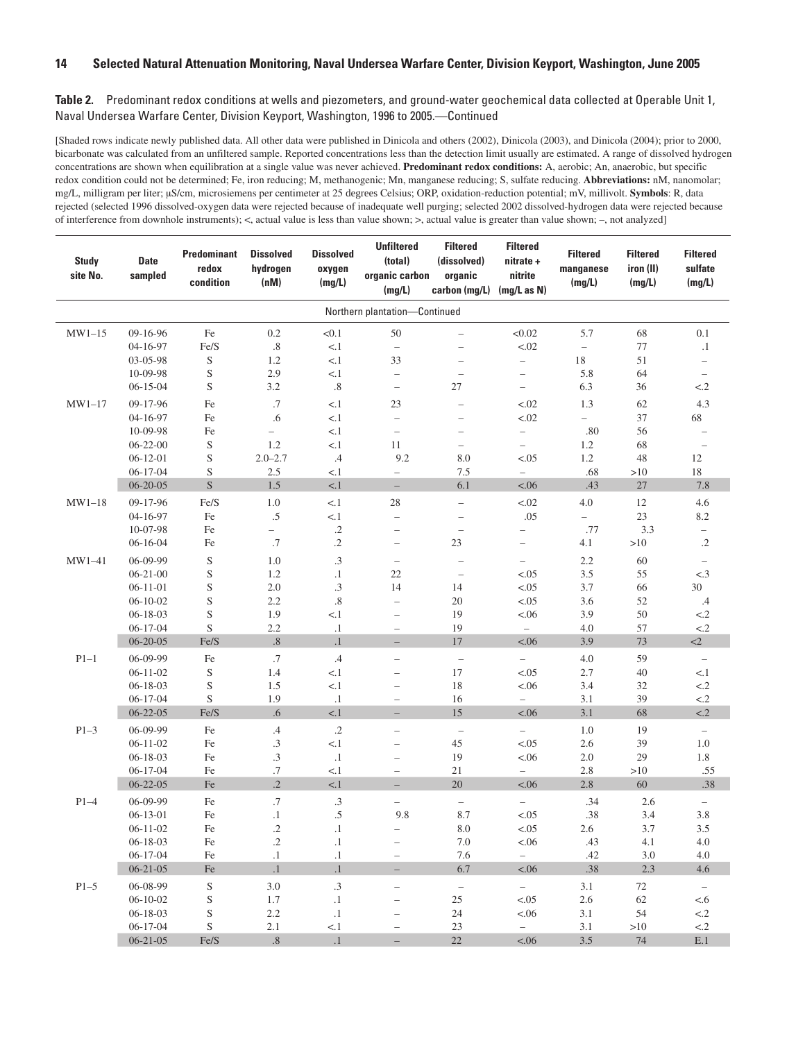**Table 2.** Predominant redox conditions at wells and piezometers, and ground-water geochemical data collected at Operable Unit 1, Naval Undersea Warfare Center, Division Keyport, Washington, 1996 to 2005.—Continued

[Shaded rows indicate newly published data. All other data were published in Dinicola and others (2002), Dinicola (2003), and Dinicola (2004); prior to 2000, bicarbonate was calculated from an unfiltered sample. Reported concentrations less than the detection limit usually are estimated. A range of dissolved hydrogen concentrations are shown when equilibration at a single value was never achieved. **Predominant redox conditions:** A, aerobic; An, anaerobic, but specific redox condition could not be determined; Fe, iron reducing; M, methanogenic; Mn, manganese reducing; S, sulfate reducing. **Abbreviations:** nM, nanomolar; mg/L, milligram per liter; µS/cm, microsiemens per centimeter at 25 degrees Celsius; ORP, oxidation-reduction potential; mV, millivolt. **Symbols**: R, data rejected (selected 1996 dissolved-oxygen data were rejected because of inadequate well purging; selected 2002 dissolved-hydrogen data were rejected because of interference from downhole instruments); <, actual value is less than value shown; >, actual value is greater than value shown; –, not analyzed]

| Study site No. | Date sampled | Predominant redox condition | Dissolved hydrogen (nM) | Dissolved oxygen (mg/L) | Unfiltered (total) organic carbon (mg/L) | Filtered (dissolved) organic carbon (mg/L) | Filtered nitrate + nitrite (mg/L as N) | Filtered manganese (mg/L) | Filtered iron (II) (mg/L) | Filtered sulfate (mg/L) |
|---|---|---|---|---|---|---|---|---|---|---|
| | | | | | Northern plantation—Continued | | | | | |
| MW1–15 | 09-16-96 | Fe | 0.2 | <0.1 | 50 | – | <0.02 | 5.7 | 68 | 0.1 |
| | 04-16-97 | Fe/S | .8 | <.1 | – | – | <.02 | – | 77 | .1 |
| | 03-05-98 | S | 1.2 | <.1 | 33 | – | – | 18 | 51 | – |
| | 10-09-98 | S | 2.9 | <.1 | – | – | – | 5.8 | 64 | – |
| | 06-15-04 | S | 3.2 | .8 | – | 27 | – | 6.3 | 36 | <.2 |
| MW1–17 | 09-17-96 | Fe | .7 | <.1 | 23 | – | <.02 | 1.3 | 62 | 4.3 |
| | 04-16-97 | Fe | .6 | <.1 | – | – | <.02 | – | 37 | 68 |
| | 10-09-98 | Fe | – | <.1 | – | – | – | .80 | 56 | – |
| | 06-22-00 | S | 1.2 | <.1 | 11 | – | – | 1.2 | 68 | – |
| | 06-12-01 | S | 2.0–2.7 | .4 | 9.2 | 8.0 | <.05 | 1.2 | 48 | 12 |
| | 06-17-04 | S | 2.5 | <.1 | – | 7.5 | – | .68 | >10 | 18 |
| | 06-20-05 | S | 1.5 | <.1 | – | 6.1 | <.06 | .43 | 27 | 7.8 |
| MW1–18 | 09-17-96 | Fe/S | 1.0 | <.1 | 28 | – | <.02 | 4.0 | 12 | 4.6 |
| | 04-16-97 | Fe | .5 | <.1 | – | – | .05 | – | 23 | 8.2 |
| | 10-07-98 | Fe | – | .2 | – | – | – | .77 | 3.3 | – |
| | 06-16-04 | Fe | .7 | .2 | – | 23 | – | 4.1 | >10 | .2 |
| MW1–41 | 06-09-99 | S | 1.0 | .3 | – | – | – | 2.2 | 60 | – |
| | 06-21-00 | S | 1.2 | .1 | 22 | – | <.05 | 3.5 | 55 | <.3 |
| | 06-11-01 | S | 2.0 | .3 | 14 | 14 | <.05 | 3.7 | 66 | 30 |
| | 06-10-02 | S | 2.2 | .8 | – | 20 | <.05 | 3.6 | 52 | .4 |
| | 06-18-03 | S | 1.9 | <.1 | – | 19 | <.06 | 3.9 | 50 | <.2 |
| | 06-17-04 | S | 2.2 | .1 | – | 19 | – | 4.0 | 57 | <.2 |
| | 06-20-05 | Fe/S | .8 | .1 | – | 17 | <.06 | 3.9 | 73 | <2 |
| P1–1 | 06-09-99 | Fe | .7 | .4 | – | – | – | 4.0 | 59 | – |
| | 06-11-02 | S | 1.4 | <.1 | – | 17 | <.05 | 2.7 | 40 | <.1 |
| | 06-18-03 | S | 1.5 | <.1 | – | 18 | <.06 | 3.4 | 32 | <.2 |
| | 06-17-04 | S | 1.9 | .1 | – | 16 | – | 3.1 | 39 | <.2 |
| | 06-22-05 | Fe/S | .6 | <.1 | – | 15 | <.06 | 3.1 | 68 | <.2 |
| P1–3 | 06-09-99 | Fe | .4 | .2 | – | – | – | 1.0 | 19 | – |
| | 06-11-02 | Fe | .3 | <.1 | – | 45 | <.05 | 2.6 | 39 | 1.0 |
| | 06-18-03 | Fe | .3 | .1 | – | 19 | <.06 | 2.0 | 29 | 1.8 |
| | 06-17-04 | Fe | .7 | <.1 | – | 21 | – | 2.8 | >10 | .55 |
| | 06-22-05 | Fe | .2 | <.1 | – | 20 | <.06 | 2.8 | 60 | .38 |
| P1–4 | 06-09-99 | Fe | .7 | .3 | – | – | – | .34 | 2.6 | – |
| | 06-13-01 | Fe | .1 | .5 | 9.8 | 8.7 | <.05 | .38 | 3.4 | 3.8 |
| | 06-11-02 | Fe | .2 | .1 | – | 8.0 | <.05 | 2.6 | 3.7 | 3.5 |
| | 06-18-03 | Fe | .2 | .1 | – | 7.0 | <.06 | .43 | 4.1 | 4.0 |
| | 06-17-04 | Fe | .1 | .1 | – | 7.6 | – | .42 | 3.0 | 4.0 |
| | 06-21-05 | Fe | .1 | .1 | – | 6.7 | <.06 | .38 | 2.3 | 4.6 |
| P1–5 | 06-08-99 | S | 3.0 | .3 | – | – | – | 3.1 | 72 | – |
| | 06-10-02 | S | 1.7 | .1 | – | 25 | <.05 | 2.6 | 62 | <.6 |
| | 06-18-03 | S | 2.2 | .1 | – | 24 | <.06 | 3.1 | 54 | <.2 |
| | 06-17-04 | S | 2.1 | <.1 | – | 23 | – | 3.1 | >10 | <.2 |
| | 06-21-05 | Fe/S | .8 | .1 | – | 22 | <.06 | 3.5 | 74 | E.1 |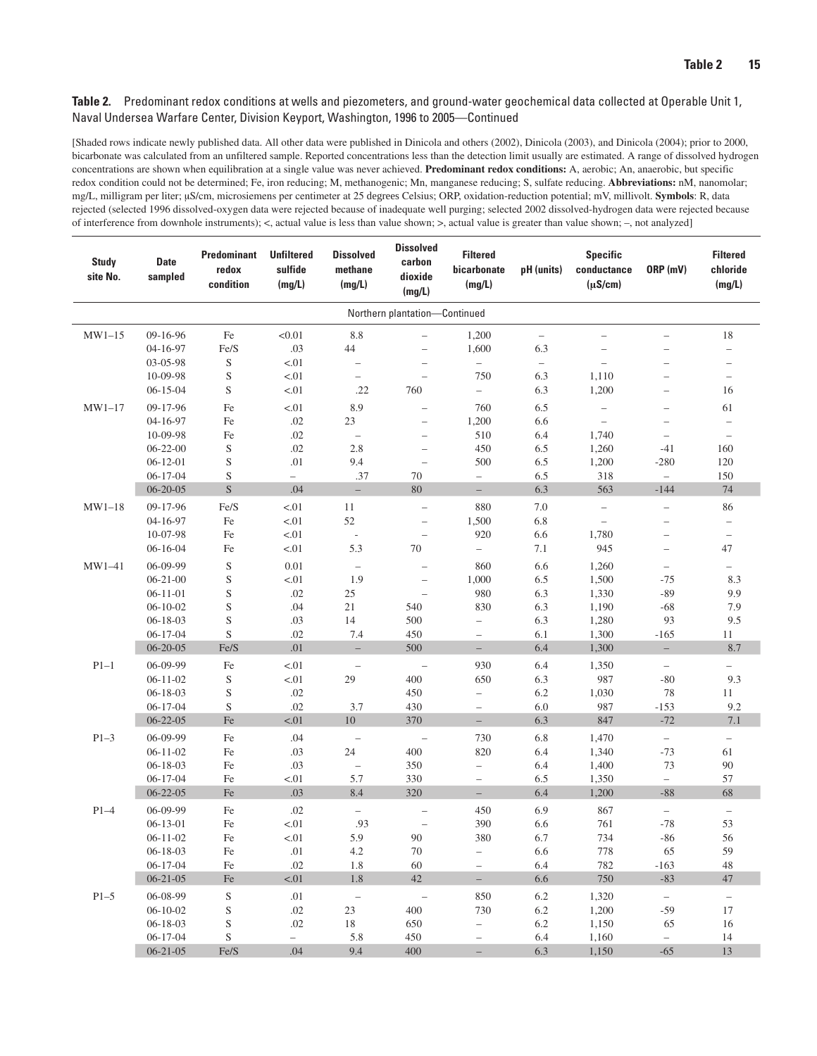**Table 2.** Predominant redox conditions at wells and piezometers, and ground-water geochemical data collected at Operable Unit 1, Naval Undersea Warfare Center, Division Keyport, Washington, 1996 to 2005—Continued

[Shaded rows indicate newly published data. All other data were published in Dinicola and others (2002), Dinicola (2003), and Dinicola (2004); prior to 2000, bicarbonate was calculated from an unfiltered sample. Reported concentrations less than the detection limit usually are estimated. A range of dissolved hydrogen concentrations are shown when equilibration at a single value was never achieved. **Predominant redox conditions:** A, aerobic; An, anaerobic, but specific redox condition could not be determined; Fe, iron reducing; M, methanogenic; Mn, manganese reducing; S, sulfate reducing. **Abbreviations:** nM, nanomolar; mg/L, milligram per liter; μS/cm, microsiemens per centimeter at 25 degrees Celsius; ORP, oxidation-reduction potential; mV, millivolt. **Symbols**: R, data rejected (selected 1996 dissolved-oxygen data were rejected because of inadequate well purging; selected 2002 dissolved-hydrogen data were rejected because of interference from downhole instruments); <, actual value is less than value shown; >, actual value is greater than value shown; –, not analyzed]

| Study site No. | Date sampled | Predominant redox condition | Unfiltered sulfide (mg/L) | Dissolved methane (mg/L) | Dissolved carbon dioxide (mg/L) | Filtered bicarbonate (mg/L) | pH (units) | Specific conductance (μS/cm) | ORP (mV) | Filtered chloride (mg/L) |
|---|---|---|---|---|---|---|---|---|---|---|
| | | | | | Northern plantation—Continued | | | | | |
| MW1–15 | 09-16-96 | Fe | <0.01 | 8.8 | – | 1,200 | – | – | – | 18 |
| | 04-16-97 | Fe/S | .03 | 44 | – | 1,600 | 6.3 | – | – | – |
| | 03-05-98 | S | <.01 | – | – | – | – | – | – | – |
| | 10-09-98 | S | <.01 | – | – | 750 | 6.3 | 1,110 | – | – |
| | 06-15-04 | S | <.01 | .22 | 760 | – | 6.3 | 1,200 | – | 16 |
| MW1–17 | 09-17-96 | Fe | <.01 | 8.9 | – | 760 | 6.5 | – | – | 61 |
| | 04-16-97 | Fe | .02 | 23 | – | 1,200 | 6.6 | – | – | – |
| | 10-09-98 | Fe | .02 | – | – | 510 | 6.4 | 1,740 | – | – |
| | 06-22-00 | S | .02 | 2.8 | – | 450 | 6.5 | 1,260 | -41 | 160 |
| | 06-12-01 | S | .01 | 9.4 | – | 500 | 6.5 | 1,200 | -280 | 120 |
| | 06-17-04 | S | – | .37 | 70 | – | 6.5 | 318 | – | 150 |
| | 06-20-05 | S | .04 | – | 80 | – | 6.3 | 563 | -144 | 74 |
| MW1–18 | 09-17-96 | Fe/S | <.01 | 11 | – | 880 | 7.0 | – | – | 86 |
| | 04-16-97 | Fe | <.01 | 52 | – | 1,500 | 6.8 | – | – | – |
| | 10-07-98 | Fe | <.01 | - | – | 920 | 6.6 | 1,780 | – | – |
| | 06-16-04 | Fe | <.01 | 5.3 | 70 | – | 7.1 | 945 | – | 47 |
| MW1–41 | 06-09-99 | S | 0.01 | – | – | 860 | 6.6 | 1,260 | – | – |
| | 06-21-00 | S | <.01 | 1.9 | – | 1,000 | 6.5 | 1,500 | -75 | 8.3 |
| | 06-11-01 | S | .02 | 25 | – | 980 | 6.3 | 1,330 | -89 | 9.9 |
| | 06-10-02 | S | .04 | 21 | 540 | 830 | 6.3 | 1,190 | -68 | 7.9 |
| | 06-18-03 | S | .03 | 14 | 500 | – | 6.3 | 1,280 | 93 | 9.5 |
| | 06-17-04 | S | .02 | 7.4 | 450 | – | 6.1 | 1,300 | -165 | 11 |
| | 06-20-05 | Fe/S | .01 | – | 500 | – | 6.4 | 1,300 | – | 8.7 |
| P1–1 | 06-09-99 | Fe | <.01 | – | – | 930 | 6.4 | 1,350 | – | – |
| | 06-11-02 | S | <.01 | 29 | 400 | 650 | 6.3 | 987 | -80 | 9.3 |
| | 06-18-03 | S | .02 | | 450 | – | 6.2 | 1,030 | 78 | 11 |
| | 06-17-04 | S | .02 | 3.7 | 430 | – | 6.0 | 987 | -153 | 9.2 |
| | 06-22-05 | Fe | <.01 | 10 | 370 | – | 6.3 | 847 | -72 | 7.1 |
| P1–3 | 06-09-99 | Fe | .04 | – | – | 730 | 6.8 | 1,470 | – | – |
| | 06-11-02 | Fe | .03 | 24 | 400 | 820 | 6.4 | 1,340 | -73 | 61 |
| | 06-18-03 | Fe | .03 | – | 350 | – | 6.4 | 1,400 | 73 | 90 |
| | 06-17-04 | Fe | <.01 | 5.7 | 330 | – | 6.5 | 1,350 | – | 57 |
| | 06-22-05 | Fe | .03 | 8.4 | 320 | – | 6.4 | 1,200 | -88 | 68 |
| P1–4 | 06-09-99 | Fe | .02 | – | – | 450 | 6.9 | 867 | – | – |
| | 06-13-01 | Fe | <.01 | .93 | – | 390 | 6.6 | 761 | -78 | 53 |
| | 06-11-02 | Fe | <.01 | 5.9 | 90 | 380 | 6.7 | 734 | -86 | 56 |
| | 06-18-03 | Fe | .01 | 4.2 | 70 | – | 6.6 | 778 | 65 | 59 |
| | 06-17-04 | Fe | .02 | 1.8 | 60 | – | 6.4 | 782 | -163 | 48 |
| | 06-21-05 | Fe | <.01 | 1.8 | 42 | – | 6.6 | 750 | -83 | 47 |
| P1–5 | 06-08-99 | S | .01 | – | – | 850 | 6.2 | 1,320 | – | – |
| | 06-10-02 | S | .02 | 23 | 400 | 730 | 6.2 | 1,200 | -59 | 17 |
| | 06-18-03 | S | .02 | 18 | 650 | – | 6.2 | 1,150 | 65 | 16 |
| | 06-17-04 | S | – | 5.8 | 450 | – | 6.4 | 1,160 | – | 14 |
| | 06-21-05 | Fe/S | .04 | 9.4 | 400 | – | 6.3 | 1,150 | -65 | 13 |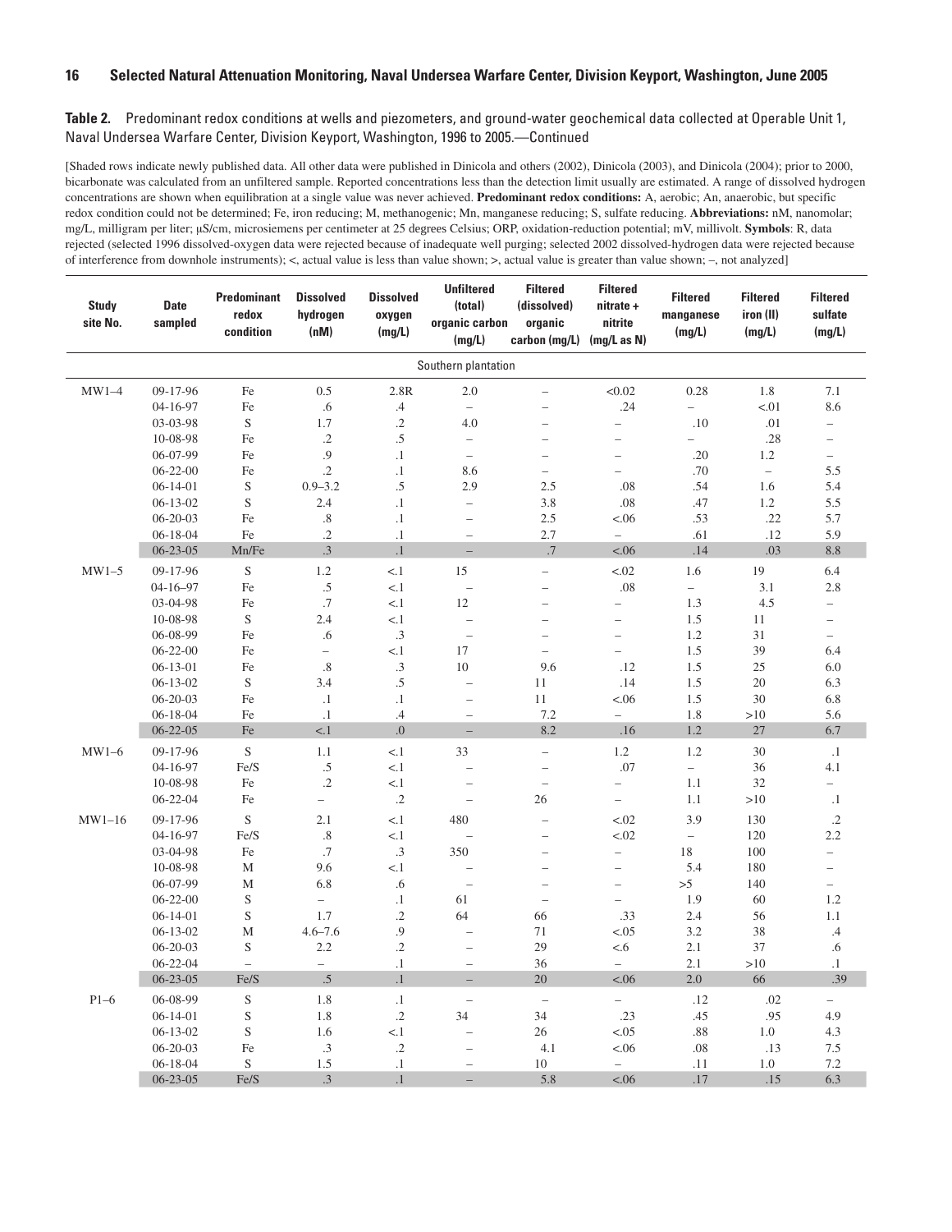**Table 2.** Predominant redox conditions at wells and piezometers, and ground-water geochemical data collected at Operable Unit 1, Naval Undersea Warfare Center, Division Keyport, Washington, 1996 to 2005.—Continued

[Shaded rows indicate newly published data. All other data were published in Dinicola and others (2002), Dinicola (2003), and Dinicola (2004); prior to 2000, bicarbonate was calculated from an unfiltered sample. Reported concentrations less than the detection limit usually are estimated. A range of dissolved hydrogen concentrations are shown when equilibration at a single value was never achieved. **Predominant redox conditions:** A, aerobic; An, anaerobic, but specific redox condition could not be determined; Fe, iron reducing; M, methanogenic; Mn, manganese reducing; S, sulfate reducing. **Abbreviations:** nM, nanomolar; mg/L, milligram per liter; µS/cm, microsiemens per centimeter at 25 degrees Celsius; ORP, oxidation-reduction potential; mV, millivolt. **Symbols**: R, data rejected (selected 1996 dissolved-oxygen data were rejected because of inadequate well purging; selected 2002 dissolved-hydrogen data were rejected because of interference from downhole instruments); <, actual value is less than value shown; >, actual value is greater than value shown; –, not analyzed]

| Study site No. | Date sampled | Predominant redox condition | Dissolved hydrogen (nM) | Dissolved oxygen (mg/L) | Unfiltered (total) organic carbon (mg/L) | Filtered (dissolved) organic carbon (mg/L) | Filtered nitrate + nitrite (mg/L as N) | Filtered manganese (mg/L) | Filtered iron (II) (mg/L) | Filtered sulfate (mg/L) |
|---|---|---|---|---|---|---|---|---|---|---|
| | | | | | Southern plantation | | | | | |
| MW1–4 | 09-17-96 | Fe | 0.5 | 2.8R | 2.0 | – | <0.02 | 0.28 | 1.8 | 7.1 |
| | 04-16-97 | Fe | .6 | .4 | – | – | .24 | – | <.01 | 8.6 |
| | 03-03-98 | S | 1.7 | .2 | 4.0 | – | – | .10 | .01 | – |
| | 10-08-98 | Fe | .2 | .5 | – | – | – | – | .28 | – |
| | 06-07-99 | Fe | .9 | .1 | – | – | – | .20 | 1.2 | – |
| | 06-22-00 | Fe | .2 | .1 | 8.6 | – | – | .70 | – | 5.5 |
| | 06-14-01 | S | 0.9–3.2 | .5 | 2.9 | 2.5 | .08 | .54 | 1.6 | 5.4 |
| | 06-13-02 | S | 2.4 | .1 | – | 3.8 | .08 | .47 | 1.2 | 5.5 |
| | 06-20-03 | Fe | .8 | .1 | – | 2.5 | <.06 | .53 | .22 | 5.7 |
| | 06-18-04 | Fe | .2 | .1 | – | 2.7 | – | .61 | .12 | 5.9 |
| | 06-23-05 | Mn/Fe | .3 | .1 | – | .7 | <.06 | .14 | .03 | 8.8 |
| MW1–5 | 09-17-96 | S | 1.2 | <.1 | 15 | – | <.02 | 1.6 | 19 | 6.4 |
| | 04-16–97 | Fe | .5 | <.1 | – | – | .08 | – | 3.1 | 2.8 |
| | 03-04-98 | Fe | .7 | <.1 | 12 | – | – | 1.3 | 4.5 | – |
| | 10-08-98 | S | 2.4 | <.1 | – | – | – | 1.5 | 11 | – |
| | 06-08-99 | Fe | .6 | .3 | – | – | – | 1.2 | 31 | – |
| | 06-22-00 | Fe | – | <.1 | 17 | – | – | 1.5 | 39 | 6.4 |
| | 06-13-01 | Fe | .8 | .3 | 10 | 9.6 | .12 | 1.5 | 25 | 6.0 |
| | 06-13-02 | S | 3.4 | .5 | – | 11 | .14 | 1.5 | 20 | 6.3 |
| | 06-20-03 | Fe | .1 | .1 | – | 11 | <.06 | 1.5 | 30 | 6.8 |
| | 06-18-04 | Fe | .1 | .4 | – | 7.2 | – | 1.8 | >10 | 5.6 |
| | 06-22-05 | Fe | <.1 | .0 | – | 8.2 | .16 | 1.2 | 27 | 6.7 |
| MW1–6 | 09-17-96 | S | 1.1 | <.1 | 33 | – | 1.2 | 1.2 | 30 | .1 |
| | 04-16-97 | Fe/S | .5 | <.1 | – | – | .07 | – | 36 | 4.1 |
| | 10-08-98 | Fe | .2 | <.1 | – | – | – | 1.1 | 32 | – |
| | 06-22-04 | Fe | – | .2 | – | 26 | – | 1.1 | >10 | .1 |
| MW1–16 | 09-17-96 | S | 2.1 | <.1 | 480 | – | <.02 | 3.9 | 130 | .2 |
| | 04-16-97 | Fe/S | .8 | <.1 | – | – | <.02 | – | 120 | 2.2 |
| | 03-04-98 | Fe | .7 | .3 | 350 | – | – | 18 | 100 | – |
| | 10-08-98 | M | 9.6 | <.1 | – | – | – | 5.4 | 180 | – |
| | 06-07-99 | M | 6.8 | .6 | – | – | – | >5 | 140 | – |
| | 06-22-00 | S | – | .1 | 61 | – | – | 1.9 | 60 | 1.2 |
| | 06-14-01 | S | 1.7 | .2 | 64 | 66 | .33 | 2.4 | 56 | 1.1 |
| | 06-13-02 | M | 4.6–7.6 | .9 | – | 71 | <.05 | 3.2 | 38 | .4 |
| | 06-20-03 | S | 2.2 | .2 | – | 29 | <.6 | 2.1 | 37 | .6 |
| | 06-22-04 | – | – | .1 | – | 36 | – | 2.1 | >10 | .1 |
| | 06-23-05 | Fe/S | .5 | .1 | – | 20 | <.06 | 2.0 | 66 | .39 |
| P1–6 | 06-08-99 | S | 1.8 | .1 | – | – | – | .12 | .02 | – |
| | 06-14-01 | S | 1.8 | .2 | 34 | 34 | .23 | .45 | .95 | 4.9 |
| | 06-13-02 | S | 1.6 | <.1 | – | 26 | <.05 | .88 | 1.0 | 4.3 |
| | 06-20-03 | Fe | .3 | .2 | – | 4.1 | <.06 | .08 | .13 | 7.5 |
| | 06-18-04 | S | 1.5 | .1 | – | 10 | – | .11 | 1.0 | 7.2 |
| | 06-23-05 | Fe/S | .3 | .1 | – | 5.8 | <.06 | .17 | .15 | 6.3 |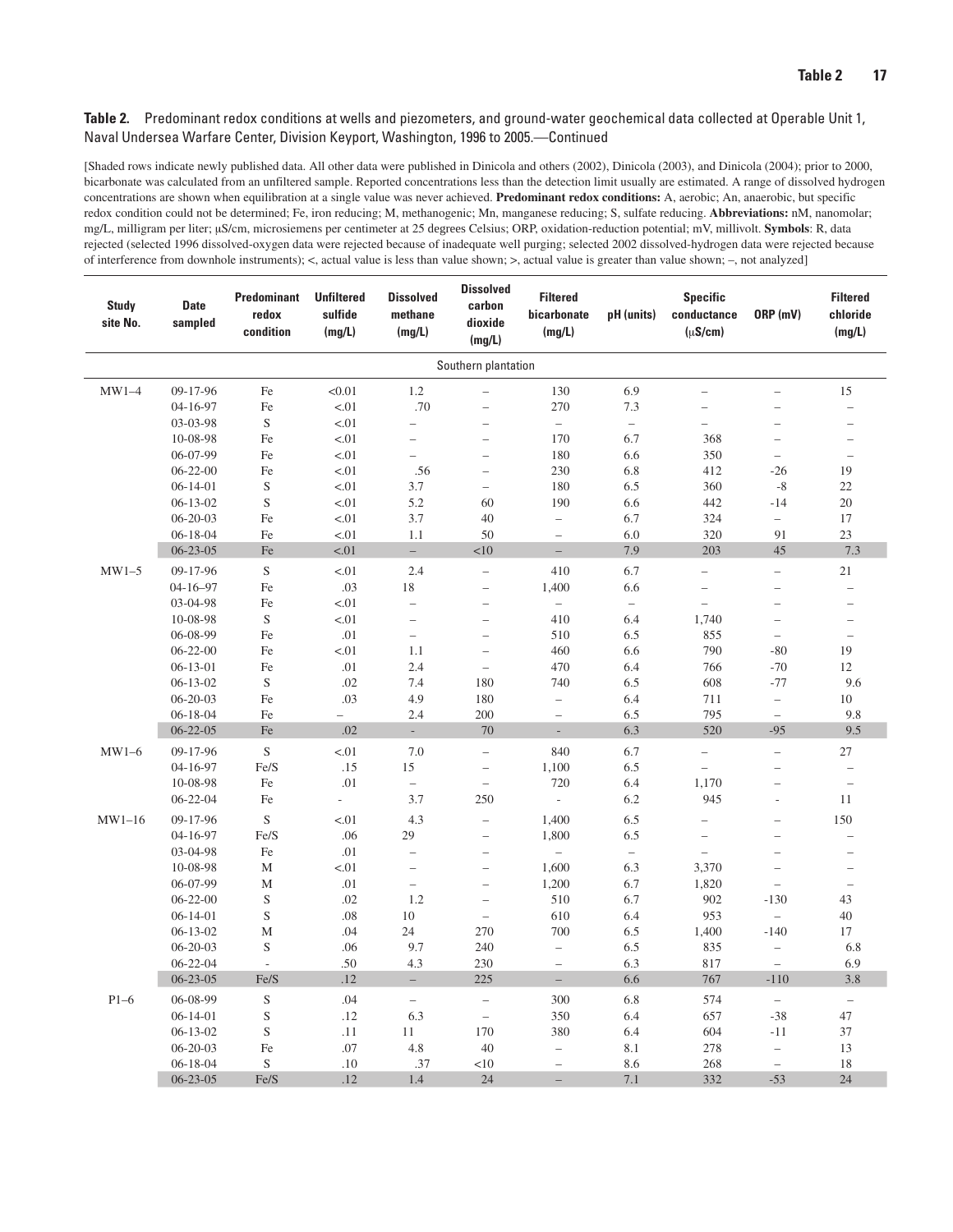**Table 2.** Predominant redox conditions at wells and piezometers, and ground-water geochemical data collected at Operable Unit 1, Naval Undersea Warfare Center, Division Keyport, Washington, 1996 to 2005.—Continued

[Shaded rows indicate newly published data. All other data were published in Dinicola and others (2002), Dinicola (2003), and Dinicola (2004); prior to 2000, bicarbonate was calculated from an unfiltered sample. Reported concentrations less than the detection limit usually are estimated. A range of dissolved hydrogen concentrations are shown when equilibration at a single value was never achieved. **Predominant redox conditions:** A, aerobic; An, anaerobic, but specific redox condition could not be determined; Fe, iron reducing; M, methanogenic; Mn, manganese reducing; S, sulfate reducing. **Abbreviations:** nM, nanomolar; mg/L, milligram per liter; μS/cm, microsiemens per centimeter at 25 degrees Celsius; ORP, oxidation-reduction potential; mV, millivolt. **Symbols**: R, data rejected (selected 1996 dissolved-oxygen data were rejected because of inadequate well purging; selected 2002 dissolved-hydrogen data were rejected because of interference from downhole instruments); <, actual value is less than value shown; >, actual value is greater than value shown; –, not analyzed]

| Study site No. | Date sampled | Predominant redox condition | Unfiltered sulfide (mg/L) | Dissolved methane (mg/L) | Dissolved carbon dioxide (mg/L) | Filtered bicarbonate (mg/L) | pH (units) | Specific conductance (μS/cm) | ORP (mV) | Filtered chloride (mg/L) |
|---|---|---|---|---|---|---|---|---|---|---|
| | | | | | Southern plantation | | | | | |
| MW1–4 | 09-17-96 | Fe | <0.01 | 1.2 | – | 130 | 6.9 | – | – | 15 |
| | 04-16-97 | Fe | <.01 | .70 | – | 270 | 7.3 | – | – | – |
| | 03-03-98 | S | <.01 | – | – | – | – | – | – | – |
| | 10-08-98 | Fe | <.01 | – | – | 170 | 6.7 | 368 | – | – |
| | 06-07-99 | Fe | <.01 | – | – | 180 | 6.6 | 350 | – | – |
| | 06-22-00 | Fe | <.01 | .56 | – | 230 | 6.8 | 412 | -26 | 19 |
| | 06-14-01 | S | <.01 | 3.7 | – | 180 | 6.5 | 360 | -8 | 22 |
| | 06-13-02 | S | <.01 | 5.2 | 60 | 190 | 6.6 | 442 | -14 | 20 |
| | 06-20-03 | Fe | <.01 | 3.7 | 40 | – | 6.7 | 324 | – | 17 |
| | 06-18-04 | Fe | <.01 | 1.1 | 50 | – | 6.0 | 320 | 91 | 23 |
| | 06-23-05 | Fe | <.01 | – | <10 | – | 7.9 | 203 | 45 | 7.3 |
| MW1–5 | 09-17-96 | S | <.01 | 2.4 | – | 410 | 6.7 | – | – | 21 |
| | 04-16–97 | Fe | .03 | 18 | – | 1,400 | 6.6 | – | – | – |
| | 03-04-98 | Fe | <.01 | – | – | – | – | – | – | – |
| | 10-08-98 | S | <.01 | – | – | 410 | 6.4 | 1,740 | – | – |
| | 06-08-99 | Fe | .01 | – | – | 510 | 6.5 | 855 | – | – |
| | 06-22-00 | Fe | <.01 | 1.1 | – | 460 | 6.6 | 790 | -80 | 19 |
| | 06-13-01 | Fe | .01 | 2.4 | – | 470 | 6.4 | 766 | -70 | 12 |
| | 06-13-02 | S | .02 | 7.4 | 180 | 740 | 6.5 | 608 | -77 | 9.6 |
| | 06-20-03 | Fe | .03 | 4.9 | 180 | – | 6.4 | 711 | – | 10 |
| | 06-18-04 | Fe | – | 2.4 | 200 | – | 6.5 | 795 | – | 9.8 |
| | 06-22-05 | Fe | .02 | - | 70 | - | 6.3 | 520 | -95 | 9.5 |
| MW1–6 | 09-17-96 | S | <.01 | 7.0 | – | 840 | 6.7 | – | – | 27 |
| | 04-16-97 | Fe/S | .15 | 15 | – | 1,100 | 6.5 | – | – | – |
| | 10-08-98 | Fe | .01 | – | – | 720 | 6.4 | 1,170 | – | – |
| | 06-22-04 | Fe | - | 3.7 | 250 | - | 6.2 | 945 | - | 11 |
| MW1–16 | 09-17-96 | S | <.01 | 4.3 | – | 1,400 | 6.5 | – | – | 150 |
| | 04-16-97 | Fe/S | .06 | 29 | – | 1,800 | 6.5 | – | – | – |
| | 03-04-98 | Fe | .01 | – | – | – | – | – | – | – |
| | 10-08-98 | M | <.01 | – | – | 1,600 | 6.3 | 3,370 | – | – |
| | 06-07-99 | M | .01 | – | – | 1,200 | 6.7 | 1,820 | – | – |
| | 06-22-00 | S | .02 | 1.2 | – | 510 | 6.7 | 902 | -130 | 43 |
| | 06-14-01 | S | .08 | 10 | – | 610 | 6.4 | 953 | – | 40 |
| | 06-13-02 | M | .04 | 24 | 270 | 700 | 6.5 | 1,400 | -140 | 17 |
| | 06-20-03 | S | .06 | 9.7 | 240 | – | 6.5 | 835 | – | 6.8 |
| | 06-22-04 | - | .50 | 4.3 | 230 | – | 6.3 | 817 | – | 6.9 |
| | 06-23-05 | Fe/S | .12 | – | 225 | – | 6.6 | 767 | -110 | 3.8 |
| P1–6 | 06-08-99 | S | .04 | – | – | 300 | 6.8 | 574 | – | – |
| | 06-14-01 | S | .12 | 6.3 | – | 350 | 6.4 | 657 | -38 | 47 |
| | 06-13-02 | S | .11 | 11 | 170 | 380 | 6.4 | 604 | -11 | 37 |
| | 06-20-03 | Fe | .07 | 4.8 | 40 | – | 8.1 | 278 | – | 13 |
| | 06-18-04 | S | .10 | .37 | <10 | – | 8.6 | 268 | – | 18 |
| | 06-23-05 | Fe/S | .12 | 1.4 | 24 | – | 7.1 | 332 | -53 | 24 |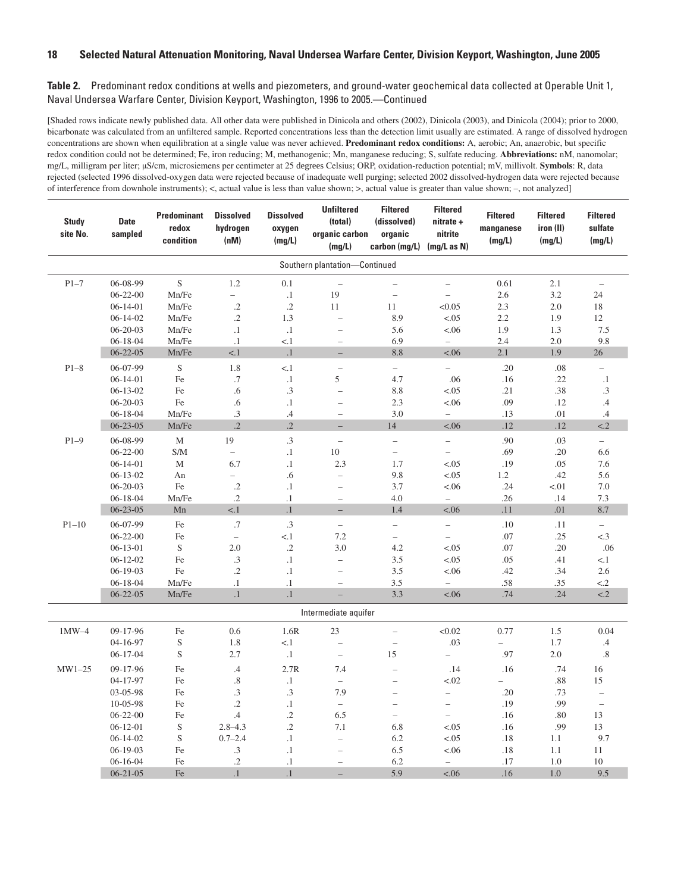**Table 2.** Predominant redox conditions at wells and piezometers, and ground-water geochemical data collected at Operable Unit 1, Naval Undersea Warfare Center, Division Keyport, Washington, 1996 to 2005.—Continued

[Shaded rows indicate newly published data. All other data were published in Dinicola and others (2002), Dinicola (2003), and Dinicola (2004); prior to 2000, bicarbonate was calculated from an unfiltered sample. Reported concentrations less than the detection limit usually are estimated. A range of dissolved hydrogen concentrations are shown when equilibration at a single value was never achieved. **Predominant redox conditions:** A, aerobic; An, anaerobic, but specific redox condition could not be determined; Fe, iron reducing; M, methanogenic; Mn, manganese reducing; S, sulfate reducing. **Abbreviations:** nM, nanomolar; mg/L, milligram per liter; µS/cm, microsiemens per centimeter at 25 degrees Celsius; ORP, oxidation-reduction potential; mV, millivolt. **Symbols**: R, data rejected (selected 1996 dissolved-oxygen data were rejected because of inadequate well purging; selected 2002 dissolved-hydrogen data were rejected because of interference from downhole instruments); <, actual value is less than value shown; >, actual value is greater than value shown; –, not analyzed]

| Study site No. | Date sampled | Predominant redox condition | Dissolved hydrogen (nM) | Dissolved oxygen (mg/L) | Unfiltered (total) organic carbon (mg/L) | Filtered (dissolved) organic carbon (mg/L) | Filtered nitrate + nitrite (mg/L as N) | Filtered manganese (mg/L) | Filtered iron (II) (mg/L) | Filtered sulfate (mg/L) |
|---|---|---|---|---|---|---|---|---|---|---|
| | | | | | Southern plantation—Continued | | | | | |
| P1–7 | 06-08-99 | S | 1.2 | 0.1 | – | – | – | 0.61 | 2.1 | – |
| | 06-22-00 | Mn/Fe | – | .1 | 19 | – | – | 2.6 | 3.2 | 24 |
| | 06-14-01 | Mn/Fe | .2 | .2 | 11 | 11 | <0.05 | 2.3 | 2.0 | 18 |
| | 06-14-02 | Mn/Fe | .2 | 1.3 | – | 8.9 | <.05 | 2.2 | 1.9 | 12 |
| | 06-20-03 | Mn/Fe | .1 | .1 | – | 5.6 | <.06 | 1.9 | 1.3 | 7.5 |
| | 06-18-04 | Mn/Fe | .1 | <.1 | – | 6.9 | – | 2.4 | 2.0 | 9.8 |
| | 06-22-05 | Mn/Fe | <.1 | .1 | – | 8.8 | <.06 | 2.1 | 1.9 | 26 |
| P1–8 | 06-07-99 | S | 1.8 | <.1 | – | – | – | .20 | .08 | – |
| | 06-14-01 | Fe | .7 | .1 | 5 | 4.7 | .06 | .16 | .22 | .1 |
| | 06-13-02 | Fe | .6 | .3 | – | 8.8 | <.05 | .21 | .38 | .3 |
| | 06-20-03 | Fe | .6 | .1 | – | 2.3 | <.06 | .09 | .12 | .4 |
| | 06-18-04 | Mn/Fe | .3 | .4 | – | 3.0 | – | .13 | .01 | .4 |
| | 06-23-05 | Mn/Fe | .2 | .2 | – | 14 | <.06 | .12 | .12 | <.2 |
| P1–9 | 06-08-99 | M | 19 | .3 | – | – | – | .90 | .03 | – |
| | 06-22-00 | S/M | – | .1 | 10 | – | – | .69 | .20 | 6.6 |
| | 06-14-01 | M | 6.7 | .1 | 2.3 | 1.7 | <.05 | .19 | .05 | 7.6 |
| | 06-13-02 | An | – | .6 | – | 9.8 | <.05 | 1.2 | .42 | 5.6 |
| | 06-20-03 | Fe | .2 | .1 | – | 3.7 | <.06 | .24 | <.01 | 7.0 |
| | 06-18-04 | Mn/Fe | .2 | .1 | – | 4.0 | – | .26 | .14 | 7.3 |
| | 06-23-05 | Mn | <.1 | .1 | – | 1.4 | <.06 | .11 | .01 | 8.7 |
| P1–10 | 06-07-99 | Fe | .7 | .3 | – | – | – | .10 | .11 | – |
| | 06-22-00 | Fe | – | <.1 | 7.2 | – | – | .07 | .25 | <.3 |
| | 06-13-01 | S | 2.0 | .2 | 3.0 | 4.2 | <.05 | .07 | .20 | .06 |
| | 06-12-02 | Fe | .3 | .1 | – | 3.5 | <.05 | .05 | .41 | <.1 |
| | 06-19-03 | Fe | .2 | .1 | – | 3.5 | <.06 | .42 | .34 | 2.6 |
| | 06-18-04 | Mn/Fe | .1 | .1 | – | 3.5 | – | .58 | .35 | <.2 |
| | 06-22-05 | Mn/Fe | .1 | .1 | – | 3.3 | <.06 | .74 | .24 | <.2 |
| | | | | | Intermediate aquifer | | | | | |
| 1MW–4 | 09-17-96 | Fe | 0.6 | 1.6R | 23 | – | <0.02 | 0.77 | 1.5 | 0.04 |
| | 04-16-97 | S | 1.8 | <.1 | – | – | .03 | – | 1.7 | .4 |
| | 06-17-04 | S | 2.7 | .1 | – | 15 | – | .97 | 2.0 | .8 |
| MW1–25 | 09-17-96 | Fe | .4 | 2.7R | 7.4 | – | .14 | .16 | .74 | 16 |
| | 04-17-97 | Fe | .8 | .1 | – | – | <.02 | – | .88 | 15 |
| | 03-05-98 | Fe | .3 | .3 | 7.9 | – | – | .20 | .73 | – |
| | 10-05-98 | Fe | .2 | .1 | – | – | – | .19 | .99 | – |
| | 06-22-00 | Fe | .4 | .2 | 6.5 | – | – | .16 | .80 | 13 |
| | 06-12-01 | S | 2.8–4.3 | .2 | 7.1 | 6.8 | <.05 | .16 | .99 | 13 |
| | 06-14-02 | S | 0.7–2.4 | .1 | – | 6.2 | <.05 | .18 | 1.1 | 9.7 |
| | 06-19-03 | Fe | .3 | .1 | – | 6.5 | <.06 | .18 | 1.1 | 11 |
| | 06-16-04 | Fe | .2 | .1 | – | 6.2 | – | .17 | 1.0 | 10 |
| | 06-21-05 | Fe | .1 | .1 | – | 5.9 | <.06 | .16 | 1.0 | 9.5 |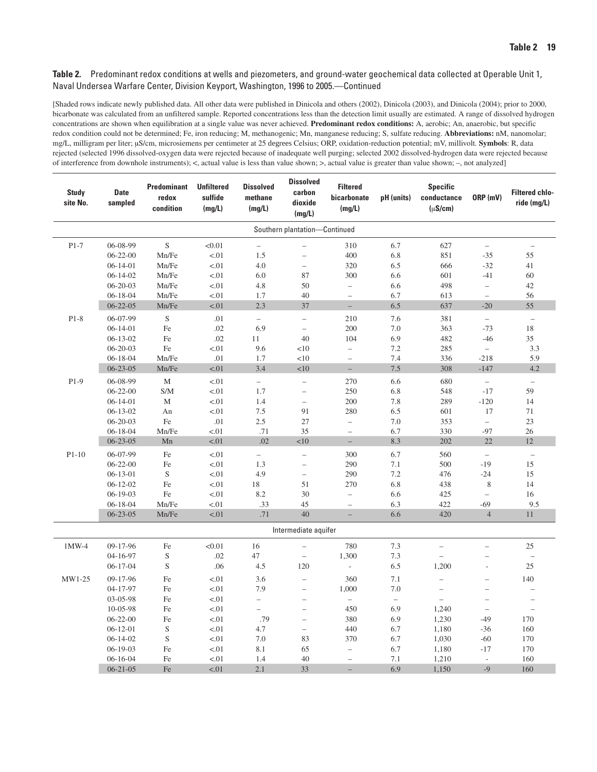**Table 2.** Predominant redox conditions at wells and piezometers, and ground-water geochemical data collected at Operable Unit 1, Naval Undersea Warfare Center, Division Keyport, Washington, 1996 to 2005.—Continued

[Shaded rows indicate newly published data. All other data were published in Dinicola and others (2002), Dinicola (2003), and Dinicola (2004); prior to 2000, bicarbonate was calculated from an unfiltered sample. Reported concentrations less than the detection limit usually are estimated. A range of dissolved hydrogen concentrations are shown when equilibration at a single value was never achieved. **Predominant redox conditions:** A, aerobic; An, anaerobic, but specific redox condition could not be determined; Fe, iron reducing; M, methanogenic; Mn, manganese reducing; S, sulfate reducing. **Abbreviations:** nM, nanomolar; mg/L, milligram per liter; μS/cm, microsiemens per centimeter at 25 degrees Celsius; ORP, oxidation-reduction potential; mV, millivolt. **Symbols**: R, data rejected (selected 1996 dissolved-oxygen data were rejected because of inadequate well purging; selected 2002 dissolved-hydrogen data were rejected because of interference from downhole instruments); <, actual value is less than value shown; >, actual value is greater than value shown; –, not analyzed]

| Study site No. | Date sampled | Predominant redox condition | Unfiltered sulfide (mg/L) | Dissolved methane (mg/L) | Dissolved carbon dioxide (mg/L) | Filtered bicarbonate (mg/L) | pH (units) | Specific conductance (μS/cm) | ORP (mV) | Filtered chloride (mg/L) |
|---|---|---|---|---|---|---|---|---|---|---|
| | | | | | **Southern plantation—Continued** | | | | | |
| P1-7 | 06-08-99 | S | <0.01 | – | – | 310 | 6.7 | 627 | – | – |
| | 06-22-00 | Mn/Fe | <.01 | 1.5 | – | 400 | 6.8 | 851 | -35 | 55 |
| | 06-14-01 | Mn/Fe | <.01 | 4.0 | – | 320 | 6.5 | 666 | -32 | 41 |
| | 06-14-02 | Mn/Fe | <.01 | 6.0 | 87 | 300 | 6.6 | 601 | -41 | 60 |
| | 06-20-03 | Mn/Fe | <.01 | 4.8 | 50 | – | 6.6 | 498 | – | 42 |
| | 06-18-04 | Mn/Fe | <.01 | 1.7 | 40 | – | 6.7 | 613 | – | 56 |
| | 06-22-05 | Mn/Fe | <.01 | 2.3 | 37 | – | 6.5 | 637 | -20 | 55 |
| P1-8 | 06-07-99 | S | .01 | – | – | 210 | 7.6 | 381 | – | – |
| | 06-14-01 | Fe | .02 | 6.9 | – | 200 | 7.0 | 363 | -73 | 18 |
| | 06-13-02 | Fe | .02 | 11 | 40 | 104 | 6.9 | 482 | -46 | 35 |
| | 06-20-03 | Fe | <.01 | 9.6 | <10 | – | 7.2 | 285 | – | 3.3 |
| | 06-18-04 | Mn/Fe | .01 | 1.7 | <10 | – | 7.4 | 336 | -218 | 5.9 |
| | 06-23-05 | Mn/Fe | <.01 | 3.4 | <10 | – | 7.5 | 308 | -147 | 4.2 |
| P1-9 | 06-08-99 | M | <.01 | – | – | 270 | 6.6 | 680 | – | – |
| | 06-22-00 | S/M | <.01 | 1.7 | – | 250 | 6.8 | 548 | -17 | 59 |
| | 06-14-01 | M | <.01 | 1.4 | – | 200 | 7.8 | 289 | -120 | 14 |
| | 06-13-02 | An | <.01 | 7.5 | 91 | 280 | 6.5 | 601 | 17 | 71 |
| | 06-20-03 | Fe | .01 | 2.5 | 27 | – | 7.0 | 353 | – | 23 |
| | 06-18-04 | Mn/Fe | <.01 | .71 | 35 | – | 6.7 | 330 | -97 | 26 |
| | 06-23-05 | Mn | <.01 | .02 | <10 | – | 8.3 | 202 | 22 | 12 |
| P1-10 | 06-07-99 | Fe | <.01 | – | – | 300 | 6.7 | 560 | – | – |
| | 06-22-00 | Fe | <.01 | 1.3 | – | 290 | 7.1 | 500 | -19 | 15 |
| | 06-13-01 | S | <.01 | 4.9 | – | 290 | 7.2 | 476 | -24 | 15 |
| | 06-12-02 | Fe | <.01 | 18 | 51 | 270 | 6.8 | 438 | 8 | 14 |
| | 06-19-03 | Fe | <.01 | 8.2 | 30 | – | 6.6 | 425 | – | 16 |
| | 06-18-04 | Mn/Fe | <.01 | .33 | 45 | – | 6.3 | 422 | -69 | 9.5 |
| | 06-23-05 | Mn/Fe | <.01 | .71 | 40 | – | 6.6 | 420 | 4 | 11 |
| | | | | | **Intermediate aquifer** | | | | | |
| 1MW-4 | 09-17-96 | Fe | <0.01 | 16 | – | 780 | 7.3 | – | – | 25 |
| | 04-16-97 | S | .02 | 47 | – | 1,300 | 7.3 | – | – | – |
| | 06-17-04 | S | .06 | 4.5 | 120 | - | 6.5 | 1,200 | - | 25 |
| MW1-25 | 09-17-96 | Fe | <.01 | 3.6 | – | 360 | 7.1 | – | – | 140 |
| | 04-17-97 | Fe | <.01 | 7.9 | – | 1,000 | 7.0 | – | – | – |
| | 03-05-98 | Fe | <.01 | – | – | – | – | – | – | – |
| | 10-05-98 | Fe | <.01 | – | – | 450 | 6.9 | 1,240 | – | – |
| | 06-22-00 | Fe | <.01 | .79 | – | 380 | 6.9 | 1,230 | -49 | 170 |
| | 06-12-01 | S | <.01 | 4.7 | – | 440 | 6.7 | 1,180 | -36 | 160 |
| | 06-14-02 | S | <.01 | 7.0 | 83 | 370 | 6.7 | 1,030 | -60 | 170 |
| | 06-19-03 | Fe | <.01 | 8.1 | 65 | – | 6.7 | 1,180 | -17 | 170 |
| | 06-16-04 | Fe | <.01 | 1.4 | 40 | – | 7.1 | 1,210 | - | 160 |
| | 06-21-05 | Fe | <.01 | 2.1 | 33 | – | 6.9 | 1,150 | -9 | 160 |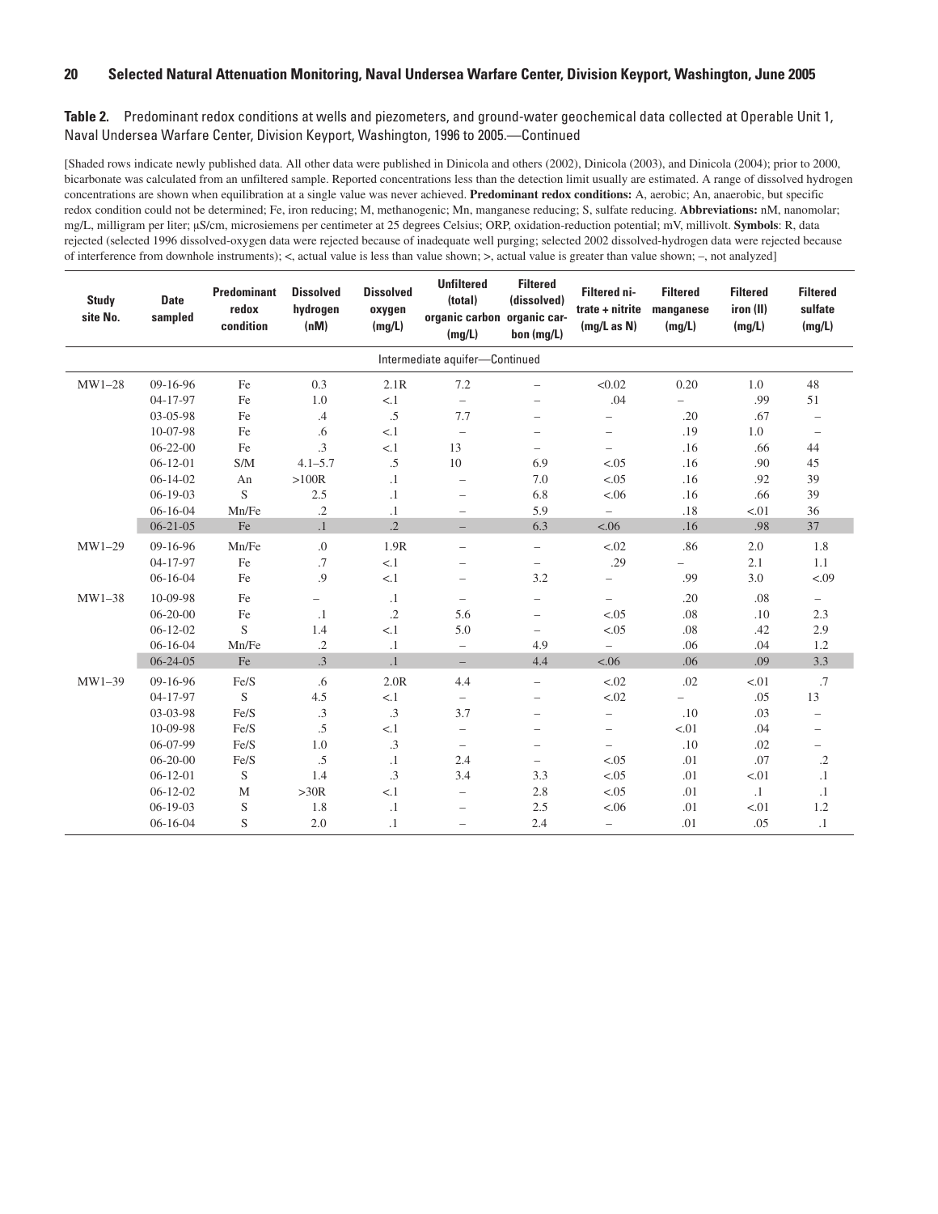**Table 2.** Predominant redox conditions at wells and piezometers, and ground-water geochemical data collected at Operable Unit 1, Naval Undersea Warfare Center, Division Keyport, Washington, 1996 to 2005.—Continued

[Shaded rows indicate newly published data. All other data were published in Dinicola and others (2002), Dinicola (2003), and Dinicola (2004); prior to 2000, bicarbonate was calculated from an unfiltered sample. Reported concentrations less than the detection limit usually are estimated. A range of dissolved hydrogen concentrations are shown when equilibration at a single value was never achieved. **Predominant redox conditions:** A, aerobic; An, anaerobic, but specific redox condition could not be determined; Fe, iron reducing; M, methanogenic; Mn, manganese reducing; S, sulfate reducing. **Abbreviations:** nM, nanomolar; mg/L, milligram per liter; µS/cm, microsiemens per centimeter at 25 degrees Celsius; ORP, oxidation-reduction potential; mV, millivolt. **Symbols**: R, data rejected (selected 1996 dissolved-oxygen data were rejected because of inadequate well purging; selected 2002 dissolved-hydrogen data were rejected because of interference from downhole instruments); <, actual value is less than value shown; >, actual value is greater than value shown; –, not analyzed]

| Study site No. | Date sampled | Predominant redox condition | Dissolved hydrogen (nM) | Dissolved oxygen (mg/L) | Unfiltered (total) organic carbon (mg/L) | Filtered (dissolved) organic carbon (mg/L) | Filtered nitrate + nitrite (mg/L as N) | Filtered manganese (mg/L) | Filtered iron (II) (mg/L) | Filtered sulfate (mg/L) |
|---|---|---|---|---|---|---|---|---|---|---|
| | | | | Intermediate aquifer—Continued | | | | | | |
| MW1–28 | 09-16-96 | Fe | 0.3 | 2.1R | 7.2 | – | <0.02 | 0.20 | 1.0 | 48 |
| | 04-17-97 | Fe | 1.0 | <.1 | – | – | .04 | – | .99 | 51 |
| | 03-05-98 | Fe | .4 | .5 | 7.7 | – | – | .20 | .67 | – |
| | 10-07-98 | Fe | .6 | <.1 | – | – | – | .19 | 1.0 | – |
| | 06-22-00 | Fe | .3 | <.1 | 13 | – | – | .16 | .66 | 44 |
| | 06-12-01 | S/M | 4.1–5.7 | .5 | 10 | 6.9 | <.05 | .16 | .90 | 45 |
| | 06-14-02 | An | >100R | .1 | – | 7.0 | <.05 | .16 | .92 | 39 |
| | 06-19-03 | S | 2.5 | .1 | – | 6.8 | <.06 | .16 | .66 | 39 |
| | 06-16-04 | Mn/Fe | .2 | .1 | – | 5.9 | – | .18 | <.01 | 36 |
| | 06-21-05 | Fe | .1 | .2 | – | 6.3 | <.06 | .16 | .98 | 37 |
| MW1–29 | 09-16-96 | Mn/Fe | .0 | 1.9R | – | – | <.02 | .86 | 2.0 | 1.8 |
| | 04-17-97 | Fe | .7 | <.1 | – | – | .29 | – | 2.1 | 1.1 |
| | 06-16-04 | Fe | .9 | <.1 | – | 3.2 | – | .99 | 3.0 | <.09 |
| MW1–38 | 10-09-98 | Fe | – | .1 | – | – | – | .20 | .08 | – |
| | 06-20-00 | Fe | .1 | .2 | 5.6 | – | <.05 | .08 | .10 | 2.3 |
| | 06-12-02 | S | 1.4 | <.1 | 5.0 | – | <.05 | .08 | .42 | 2.9 |
| | 06-16-04 | Mn/Fe | .2 | .1 | – | 4.9 | – | .06 | .04 | 1.2 |
| | 06-24-05 | Fe | .3 | .1 | – | 4.4 | <.06 | .06 | .09 | 3.3 |
| MW1–39 | 09-16-96 | Fe/S | .6 | 2.0R | 4.4 | – | <.02 | .02 | <.01 | .7 |
| | 04-17-97 | S | 4.5 | <.1 | – | – | <.02 | – | .05 | 13 |
| | 03-03-98 | Fe/S | .3 | .3 | 3.7 | – | – | .10 | .03 | – |
| | 10-09-98 | Fe/S | .5 | <.1 | – | – | – | <.01 | .04 | – |
| | 06-07-99 | Fe/S | 1.0 | .3 | – | – | – | .10 | .02 | – |
| | 06-20-00 | Fe/S | .5 | .1 | 2.4 | – | <.05 | .01 | .07 | .2 |
| | 06-12-01 | S | 1.4 | .3 | 3.4 | 3.3 | <.05 | .01 | <.01 | .1 |
| | 06-12-02 | M | >30R | <.1 | – | 2.8 | <.05 | .01 | .1 | .1 |
| | 06-19-03 | S | 1.8 | .1 | – | 2.5 | <.06 | .01 | <.01 | 1.2 |
| | 06-16-04 | S | 2.0 | .1 | – | 2.4 | – | .01 | .05 | .1 |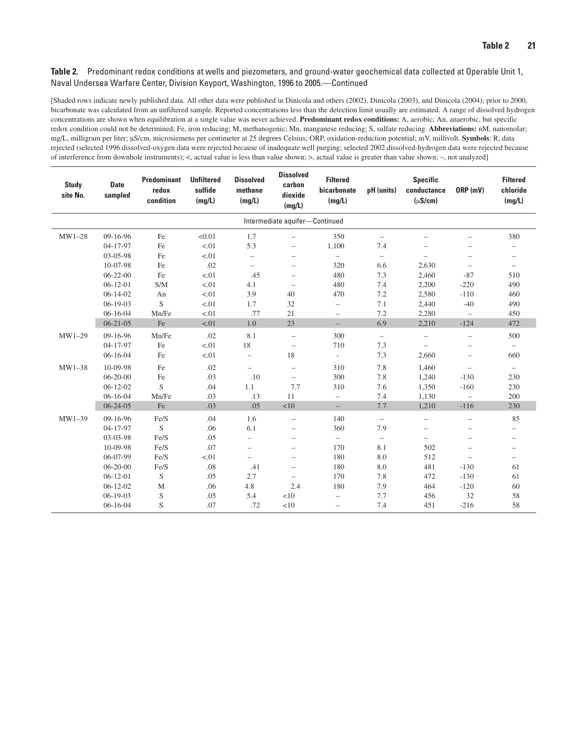**Table 2.** Predominant redox conditions at wells and piezometers, and ground-water geochemical data collected at Operable Unit 1, Naval Undersea Warfare Center, Division Keyport, Washington, 1996 to 2005.—Continued

[Shaded rows indicate newly published data. All other data were published in Dinicola and others (2002), Dinicola (2003), and Dinicola (2004); prior to 2000, bicarbonate was calculated from an unfiltered sample. Reported concentrations less than the detection limit usually are estimated. A range of dissolved hydrogen concentrations are shown when equilibration at a single value was never achieved. **Predominant redox conditions:** A, aerobic; An, anaerobic, but specific redox condition could not be determined; Fe, iron reducing; M, methanogenic; Mn, manganese reducing; S, sulfate reducing. **Abbreviations:** nM, nanomolar; mg/L, milligram per liter; µS/cm, microsiemens per centimeter at 25 degrees Celsius; ORP, oxidation-reduction potential; mV, millivolt. **Symbols**: R, data rejected (selected 1996 dissolved-oxygen data were rejected because of inadequate well purging; selected 2002 dissolved-hydrogen data were rejected because of interference from downhole instruments); <, actual value is less than value shown; >, actual value is greater than value shown; –, not analyzed]

| Study site No. | Date sampled | Predominant redox condition | Unfiltered sulfide (mg/L) | Dissolved methane (mg/L) | Dissolved carbon dioxide (mg/L) | Filtered bicarbonate (mg/L) | pH (units) | Specific conductance (µS/cm) | ORP (mV) | Filtered chloride (mg/L) |
|---|---|---|---|---|---|---|---|---|---|---|
| | | | | | Intermediate aquifer—Continued | | | | | |
| MW1–28 | 09-16-96 | Fe | <0.01 | 1.7 | – | 350 | – | – | – | 380 |
| | 04-17-97 | Fe | <.01 | 5.3 | – | 1,100 | 7.4 | – | – | – |
| | 03-05-98 | Fe | <.01 | – | – | – | – | – | – | – |
| | 10-07-98 | Fe | .02 | – | – | 320 | 6.6 | 2,630 | – | – |
| | 06-22-00 | Fe | <.01 | .45 | – | 480 | 7.3 | 2,460 | -87 | 510 |
| | 06-12-01 | S/M | <.01 | 4.1 | – | 480 | 7.4 | 2,200 | -220 | 490 |
| | 06-14-02 | An | <.01 | 3.9 | 40 | 470 | 7.2 | 2,580 | -110 | 460 |
| | 06-19-03 | S | <.01 | 1.7 | 32 | – | 7.1 | 2,440 | -40 | 490 |
| | 06-16-04 | Mn/Fe | <.01 | .77 | 21 | – | 7.2 | 2,280 | – | 450 |
| | 06-21-05 | Fe | <.01 | 1.0 | 23 | – | 6.9 | 2,210 | -124 | 472 |
| MW1–29 | 09-16-96 | Mn/Fe | .02 | 8.1 | – | 300 | – | – | – | 500 |
| | 04-17-97 | Fe | <.01 | 18 | – | 710 | 7.3 | – | – | – |
| | 06-16-04 | Fe | <.01 | – | 18 | - | 7.3 | 2,660 | – | 660 |
| MW1–38 | 10-09-98 | Fe | .02 | – | – | 310 | 7.8 | 1,460 | – | – |
| | 06-20-00 | Fe | .03 | .10 | – | 300 | 7.8 | 1,240 | -130 | 230 |
| | 06-12-02 | S | .04 | 1.1 | 7.7 | 310 | 7.6 | 1,350 | -160 | 230 |
| | 06-16-04 | Mn/Fe | .03 | .13 | 11 | – | 7.4 | 1,130 | – | 200 |
| | 06-24-05 | Fe | .03 | .05 | <10 | – | 7.7 | 1,210 | -116 | 230 |
| MW1–39 | 09-16-96 | Fe/S | .04 | 1.6 | – | 140 | – | – | – | 85 |
| | 04-17-97 | S | .06 | 6.1 | – | 360 | 7.9 | – | – | – |
| | 03-03-98 | Fe/S | .05 | – | – | – | – | – | – | – |
| | 10-09-98 | Fe/S | .07 | – | – | 170 | 8.1 | 502 | – | – |
| | 06-07-99 | Fe/S | <.01 | – | – | 180 | 8.0 | 512 | – | – |
| | 06-20-00 | Fe/S | .08 | .41 | – | 180 | 8.0 | 481 | -130 | 61 |
| | 06-12-01 | S | .05 | 2.7 | – | 170 | 7.8 | 472 | -130 | 61 |
| | 06-12-02 | M | .06 | 4.8 | 2.4 | 180 | 7.9 | 464 | -120 | 60 |
| | 06-19-03 | S | .05 | 5.4 | <10 | – | 7.7 | 456 | 32 | 58 |
| | 06-16-04 | S | .07 | .72 | <10 | – | 7.4 | 451 | -216 | 58 |